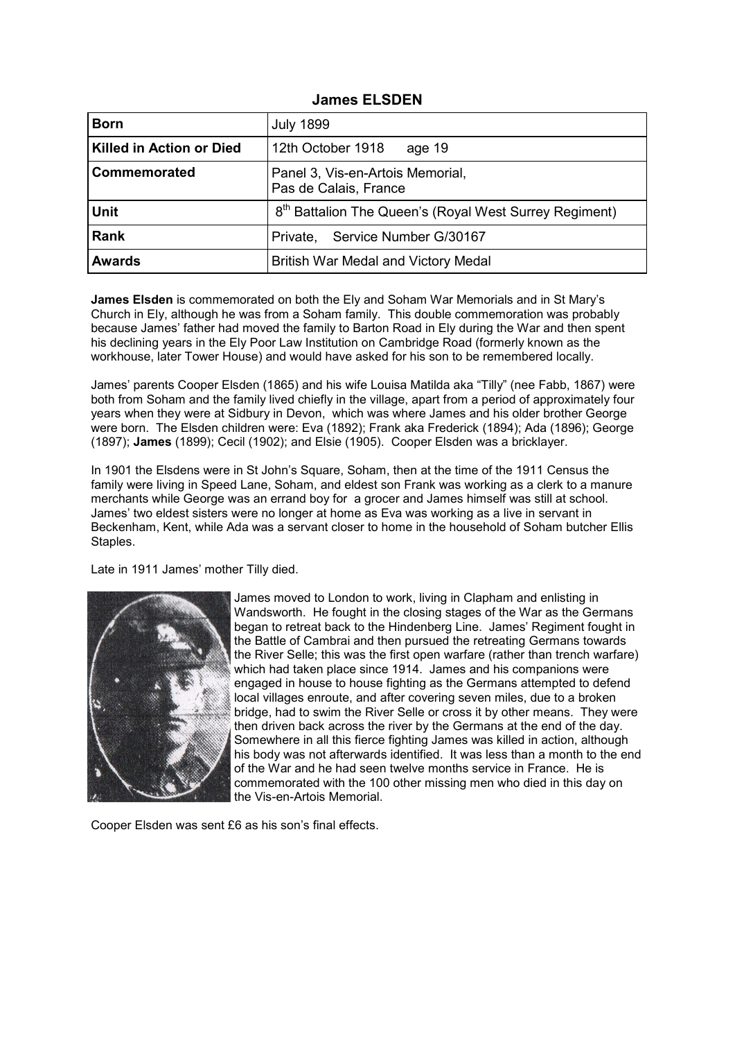# James ELSDEN

| Born | July 1899 |
|---|---|
| Killed in Action or Died | 12th October 1918 age 19 |
| Commemorated | Panel 3, Vis-en-Artois Memorial, Pas de Calais, France |
| Unit | 8th Battalion The Queen's (Royal West Surrey Regiment) |
| Rank | Private, Service Number G/30167 |
| Awards | British War Medal and Victory Medal |

**James Elsden** is commemorated on both the Ely and Soham War Memorials and in St Mary's Church in Ely, although he was from a Soham family. This double commemoration was probably because James' father had moved the family to Barton Road in Ely during the War and then spent his declining years in the Ely Poor Law Institution on Cambridge Road (formerly known as the workhouse, later Tower House) and would have asked for his son to be remembered locally.

James' parents Cooper Elsden (1865) and his wife Louisa Matilda aka "Tilly" (nee Fabb, 1867) were both from Soham and the family lived chiefly in the village, apart from a period of approximately four years when they were at Sidbury in Devon, which was where James and his older brother George were born. The Elsden children were: Eva (1892); Frank aka Frederick (1894); Ada (1896); George (1897); **James** (1899); Cecil (1902); and Elsie (1905). Cooper Elsden was a bricklayer.

In 1901 the Elsdens were in St John's Square, Soham, then at the time of the 1911 Census the family were living in Speed Lane, Soham, and eldest son Frank was working as a clerk to a manure merchants while George was an errand boy for a grocer and James himself was still at school. James' two eldest sisters were no longer at home as Eva was working as a live in servant in Beckenham, Kent, while Ada was a servant closer to home in the household of Soham butcher Ellis Staples.

Late in 1911 James' mother Tilly died.

James moved to London to work, living in Clapham and enlisting in Wandsworth. He fought in the closing stages of the War as the Germans began to retreat back to the Hindenberg Line. James' Regiment fought in the Battle of Cambrai and then pursued the retreating Germans towards the River Selle; this was the first open warfare (rather than trench warfare) which had taken place since 1914. James and his companions were engaged in house to house fighting as the Germans attempted to defend local villages enroute, and after covering seven miles, due to a broken bridge, had to swim the River Selle or cross it by other means. They were then driven back across the river by the Germans at the end of the day. Somewhere in all this fierce fighting James was killed in action, although his body was not afterwards identified. It was less than a month to the end of the War and he had seen twelve months service in France. He is commemorated with the 100 other missing men who died in this day on the Vis-en-Artois Memorial.

Cooper Elsden was sent £6 as his son's final effects.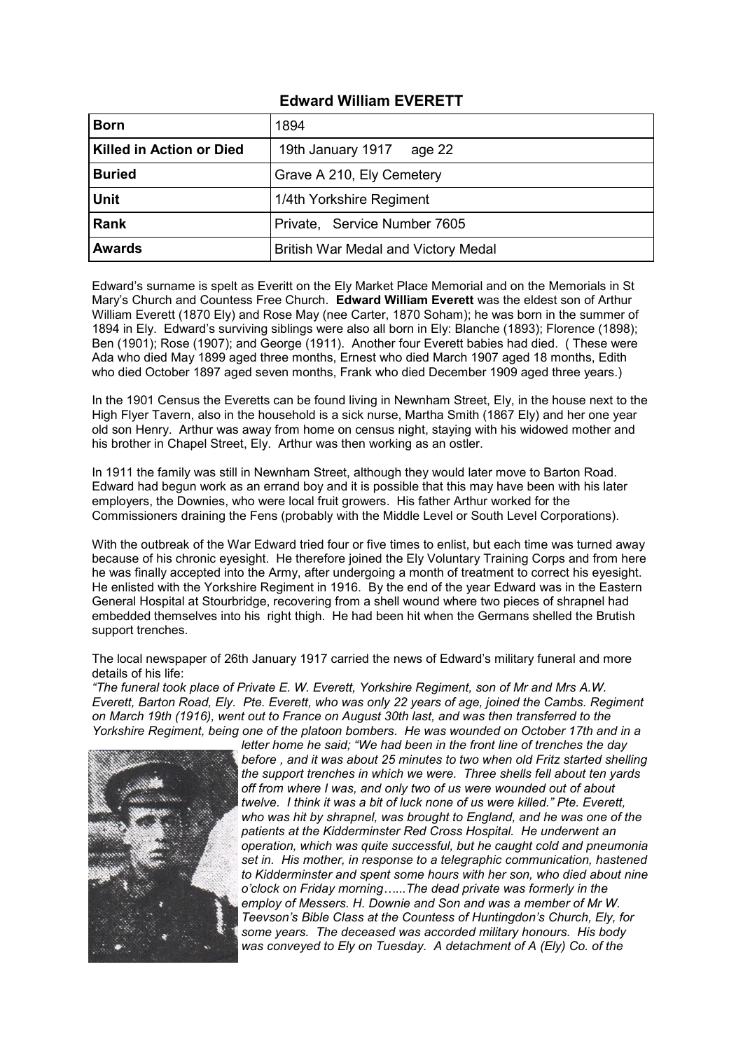## Edward William EVERETT

| Born | 1894 |
|---|---|
| Killed in Action or Died | 19th January 1917 age 22 |
| Buried | Grave A 210, Ely Cemetery |
| Unit | 1/4th Yorkshire Regiment |
| Rank | Private, Service Number 7605 |
| Awards | British War Medal and Victory Medal |

Edward's surname is spelt as Everitt on the Ely Market Place Memorial and on the Memorials in St Mary's Church and Countess Free Church. **Edward William Everett** was the eldest son of Arthur William Everett (1870 Ely) and Rose May (nee Carter, 1870 Soham); he was born in the summer of 1894 in Ely. Edward's surviving siblings were also all born in Ely: Blanche (1893); Florence (1898); Ben (1901); Rose (1907); and George (1911). Another four Everett babies had died. ( These were Ada who died May 1899 aged three months, Ernest who died March 1907 aged 18 months, Edith who died October 1897 aged seven months, Frank who died December 1909 aged three years.)

In the 1901 Census the Everetts can be found living in Newnham Street, Ely, in the house next to the High Flyer Tavern, also in the household is a sick nurse, Martha Smith (1867 Ely) and her one year old son Henry. Arthur was away from home on census night, staying with his widowed mother and his brother in Chapel Street, Ely. Arthur was then working as an ostler.

In 1911 the family was still in Newnham Street, although they would later move to Barton Road. Edward had begun work as an errand boy and it is possible that this may have been with his later employers, the Downies, who were local fruit growers. His father Arthur worked for the Commissioners draining the Fens (probably with the Middle Level or South Level Corporations).

With the outbreak of the War Edward tried four or five times to enlist, but each time was turned away because of his chronic eyesight. He therefore joined the Ely Voluntary Training Corps and from here he was finally accepted into the Army, after undergoing a month of treatment to correct his eyesight. He enlisted with the Yorkshire Regiment in 1916. By the end of the year Edward was in the Eastern General Hospital at Stourbridge, recovering from a shell wound where two pieces of shrapnel had embedded themselves into his right thigh. He had been hit when the Germans shelled the Brutish support trenches.

The local newspaper of 26th January 1917 carried the news of Edward's military funeral and more details of his life:

*"The funeral took place of Private E. W. Everett, Yorkshire Regiment, son of Mr and Mrs A.W. Everett, Barton Road, Ely. Pte. Everett, who was only 22 years of age, joined the Cambs. Regiment on March 19th (1916), went out to France on August 30th last, and was then transferred to the Yorkshire Regiment, being one of the platoon bombers. He was wounded on October 17th and in a letter home he said; "We had been in the front line of trenches the day before , and it was about 25 minutes to two when old Fritz started shelling the support trenches in which we were. Three shells fell about ten yards off from where I was, and only two of us were wounded out of about twelve. I think it was a bit of luck none of us were killed." Pte. Everett, who was hit by shrapnel, was brought to England, and he was one of the patients at the Kidderminster Red Cross Hospital. He underwent an operation, which was quite successful, but he caught cold and pneumonia set in. His mother, in response to a telegraphic communication, hastened to Kidderminster and spent some hours with her son, who died about nine o'clock on Friday morning…...The dead private was formerly in the employ of Messers. H. Downie and Son and was a member of Mr W. Teevson's Bible Class at the Countess of Huntingdon's Church, Ely, for some years. The deceased was accorded military honours. His body was conveyed to Ely on Tuesday. A detachment of A (Ely) Co. of the*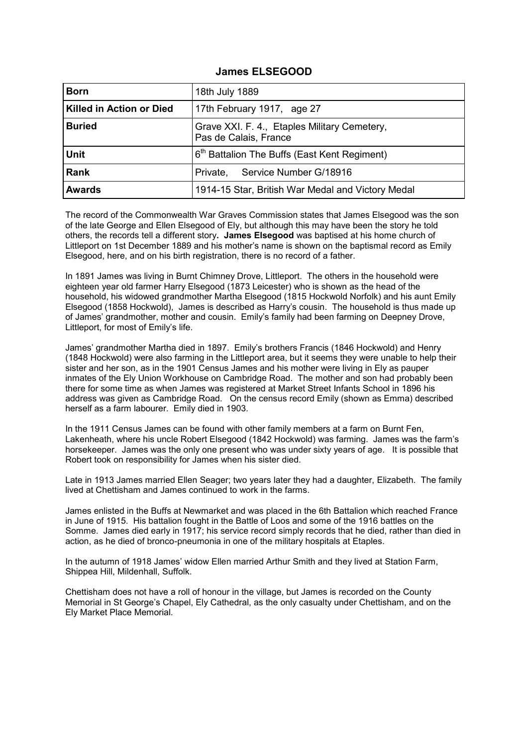## James ELSEGOOD

| | |
|---|---|
| **Born** | 18th July 1889 |
| **Killed in Action or Died** | 17th February 1917, age 27 |
| **Buried** | Grave XXI. F. 4., Etaples Military Cemetery, Pas de Calais, France |
| **Unit** | 6th Battalion The Buffs (East Kent Regiment) |
| **Rank** | Private, Service Number G/18916 |
| **Awards** | 1914-15 Star, British War Medal and Victory Medal |

The record of the Commonwealth War Graves Commission states that James Elsegood was the son of the late George and Ellen Elsegood of Ely, but although this may have been the story he told others, the records tell a different story. **James Elsegood** was baptised at his home church of Littleport on 1st December 1889 and his mother's name is shown on the baptismal record as Emily Elsegood, here, and on his birth registration, there is no record of a father.

In 1891 James was living in Burnt Chimney Drove, Littleport. The others in the household were eighteen year old farmer Harry Elsegood (1873 Leicester) who is shown as the head of the household, his widowed grandmother Martha Elsegood (1815 Hockwold Norfolk) and his aunt Emily Elsegood (1858 Hockwold), James is described as Harry's cousin. The household is thus made up of James' grandmother, mother and cousin. Emily's family had been farming on Deepney Drove, Littleport, for most of Emily's life.

James' grandmother Martha died in 1897. Emily's brothers Francis (1846 Hockwold) and Henry (1848 Hockwold) were also farming in the Littleport area, but it seems they were unable to help their sister and her son, as in the 1901 Census James and his mother were living in Ely as pauper inmates of the Ely Union Workhouse on Cambridge Road. The mother and son had probably been there for some time as when James was registered at Market Street Infants School in 1896 his address was given as Cambridge Road. On the census record Emily (shown as Emma) described herself as a farm labourer. Emily died in 1903.

In the 1911 Census James can be found with other family members at a farm on Burnt Fen, Lakenheath, where his uncle Robert Elsegood (1842 Hockwold) was farming. James was the farm's horsekeeper. James was the only one present who was under sixty years of age. It is possible that Robert took on responsibility for James when his sister died.

Late in 1913 James married Ellen Seager; two years later they had a daughter, Elizabeth. The family lived at Chettisham and James continued to work in the farms.

James enlisted in the Buffs at Newmarket and was placed in the 6th Battalion which reached France in June of 1915. His battalion fought in the Battle of Loos and some of the 1916 battles on the Somme. James died early in 1917; his service record simply records that he died, rather than died in action, as he died of bronco-pneumonia in one of the military hospitals at Etaples.

In the autumn of 1918 James' widow Ellen married Arthur Smith and they lived at Station Farm, Shippea Hill, Mildenhall, Suffolk.

Chettisham does not have a roll of honour in the village, but James is recorded on the County Memorial in St George's Chapel, Ely Cathedral, as the only casualty under Chettisham, and on the Ely Market Place Memorial.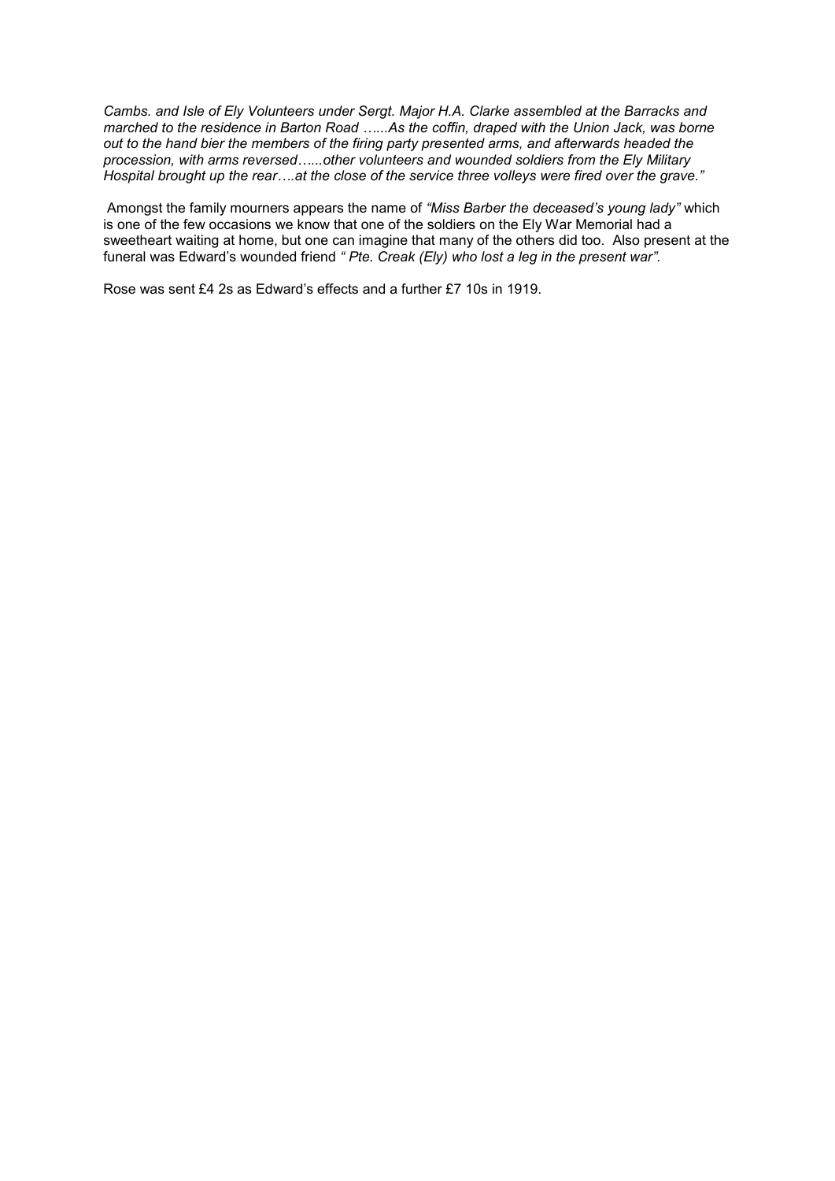*Cambs. and Isle of Ely Volunteers under Sergt. Major H.A. Clarke assembled at the Barracks and marched to the residence in Barton Road …...As the coffin, draped with the Union Jack, was borne out to the hand bier the members of the firing party presented arms, and afterwards headed the procession, with arms reversed…...other volunteers and wounded soldiers from the Ely Military Hospital brought up the rear….at the close of the service three volleys were fired over the grave."*

Amongst the family mourners appears the name of *"Miss Barber the deceased's young lady"* which is one of the few occasions we know that one of the soldiers on the Ely War Memorial had a sweetheart waiting at home, but one can imagine that many of the others did too. Also present at the funeral was Edward's wounded friend *" Pte. Creak (Ely) who lost a leg in the present war".*

Rose was sent £4 2s as Edward's effects and a further £7 10s in 1919.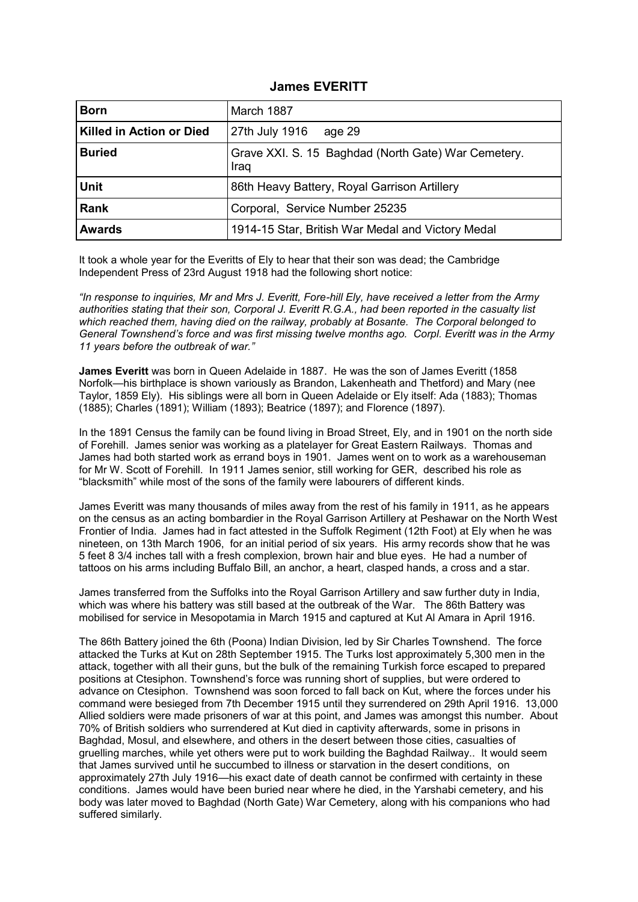## James EVERITT

| **Born** | March 1887 |
|---|---|
| **Killed in Action or Died** | 27th July 1916 age 29 |
| **Buried** | Grave XXI. S. 15 Baghdad (North Gate) War Cemetery. Iraq |
| **Unit** | 86th Heavy Battery, Royal Garrison Artillery |
| **Rank** | Corporal, Service Number 25235 |
| **Awards** | 1914-15 Star, British War Medal and Victory Medal |

It took a whole year for the Everitts of Ely to hear that their son was dead; the Cambridge Independent Press of 23rd August 1918 had the following short notice:

*"In response to inquiries, Mr and Mrs J. Everitt, Fore-hill Ely, have received a letter from the Army authorities stating that their son, Corporal J. Everitt R.G.A., had been reported in the casualty list which reached them, having died on the railway, probably at Bosante. The Corporal belonged to General Townshend's force and was first missing twelve months ago. Corpl. Everitt was in the Army 11 years before the outbreak of war."*

**James Everitt** was born in Queen Adelaide in 1887. He was the son of James Everitt (1858 Norfolk—his birthplace is shown variously as Brandon, Lakenheath and Thetford) and Mary (nee Taylor, 1859 Ely). His siblings were all born in Queen Adelaide or Ely itself: Ada (1883); Thomas (1885); Charles (1891); William (1893); Beatrice (1897); and Florence (1897).

In the 1891 Census the family can be found living in Broad Street, Ely, and in 1901 on the north side of Forehill. James senior was working as a platelayer for Great Eastern Railways. Thomas and James had both started work as errand boys in 1901. James went on to work as a warehouseman for Mr W. Scott of Forehill. In 1911 James senior, still working for GER, described his role as "blacksmith" while most of the sons of the family were labourers of different kinds.

James Everitt was many thousands of miles away from the rest of his family in 1911, as he appears on the census as an acting bombardier in the Royal Garrison Artillery at Peshawar on the North West Frontier of India. James had in fact attested in the Suffolk Regiment (12th Foot) at Ely when he was nineteen, on 13th March 1906, for an initial period of six years. His army records show that he was 5 feet 8 3/4 inches tall with a fresh complexion, brown hair and blue eyes. He had a number of tattoos on his arms including Buffalo Bill, an anchor, a heart, clasped hands, a cross and a star.

James transferred from the Suffolks into the Royal Garrison Artillery and saw further duty in India, which was where his battery was still based at the outbreak of the War. The 86th Battery was mobilised for service in Mesopotamia in March 1915 and captured at Kut Al Amara in April 1916.

The 86th Battery joined the 6th (Poona) Indian Division, led by Sir Charles Townshend. The force attacked the Turks at Kut on 28th September 1915. The Turks lost approximately 5,300 men in the attack, together with all their guns, but the bulk of the remaining Turkish force escaped to prepared positions at Ctesiphon. Townshend's force was running short of supplies, but were ordered to advance on Ctesiphon. Townshend was soon forced to fall back on Kut, where the forces under his command were besieged from 7th December 1915 until they surrendered on 29th April 1916. 13,000 Allied soldiers were made prisoners of war at this point, and James was amongst this number. About 70% of British soldiers who surrendered at Kut died in captivity afterwards, some in prisons in Baghdad, Mosul, and elsewhere, and others in the desert between those cities, casualties of gruelling marches, while yet others were put to work building the Baghdad Railway.. It would seem that James survived until he succumbed to illness or starvation in the desert conditions, on approximately 27th July 1916—his exact date of death cannot be confirmed with certainty in these conditions. James would have been buried near where he died, in the Yarshabi cemetery, and his body was later moved to Baghdad (North Gate) War Cemetery, along with his companions who had suffered similarly.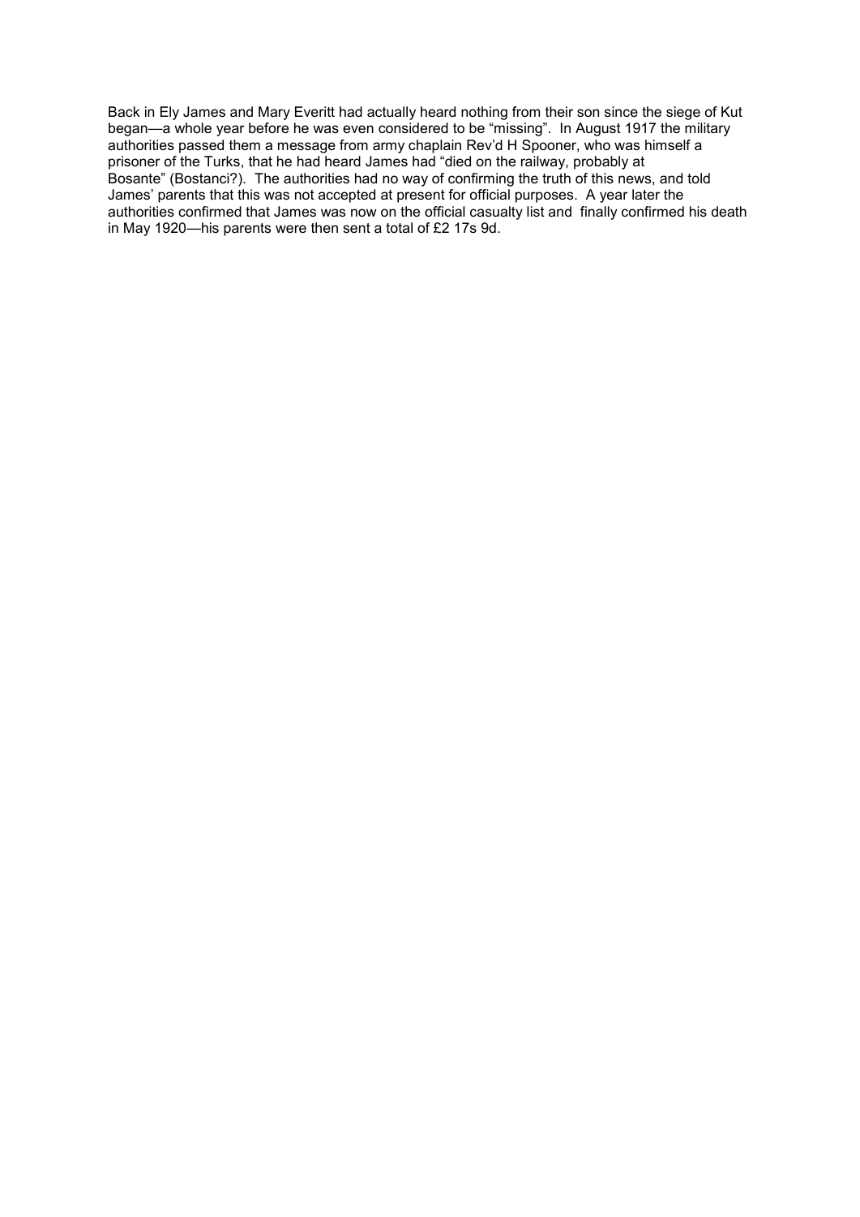Back in Ely James and Mary Everitt had actually heard nothing from their son since the siege of Kut began—a whole year before he was even considered to be "missing". In August 1917 the military authorities passed them a message from army chaplain Rev'd H Spooner, who was himself a prisoner of the Turks, that he had heard James had "died on the railway, probably at Bosante" (Bostanci?). The authorities had no way of confirming the truth of this news, and told James' parents that this was not accepted at present for official purposes. A year later the authorities confirmed that James was now on the official casualty list and finally confirmed his death in May 1920—his parents were then sent a total of £2 17s 9d.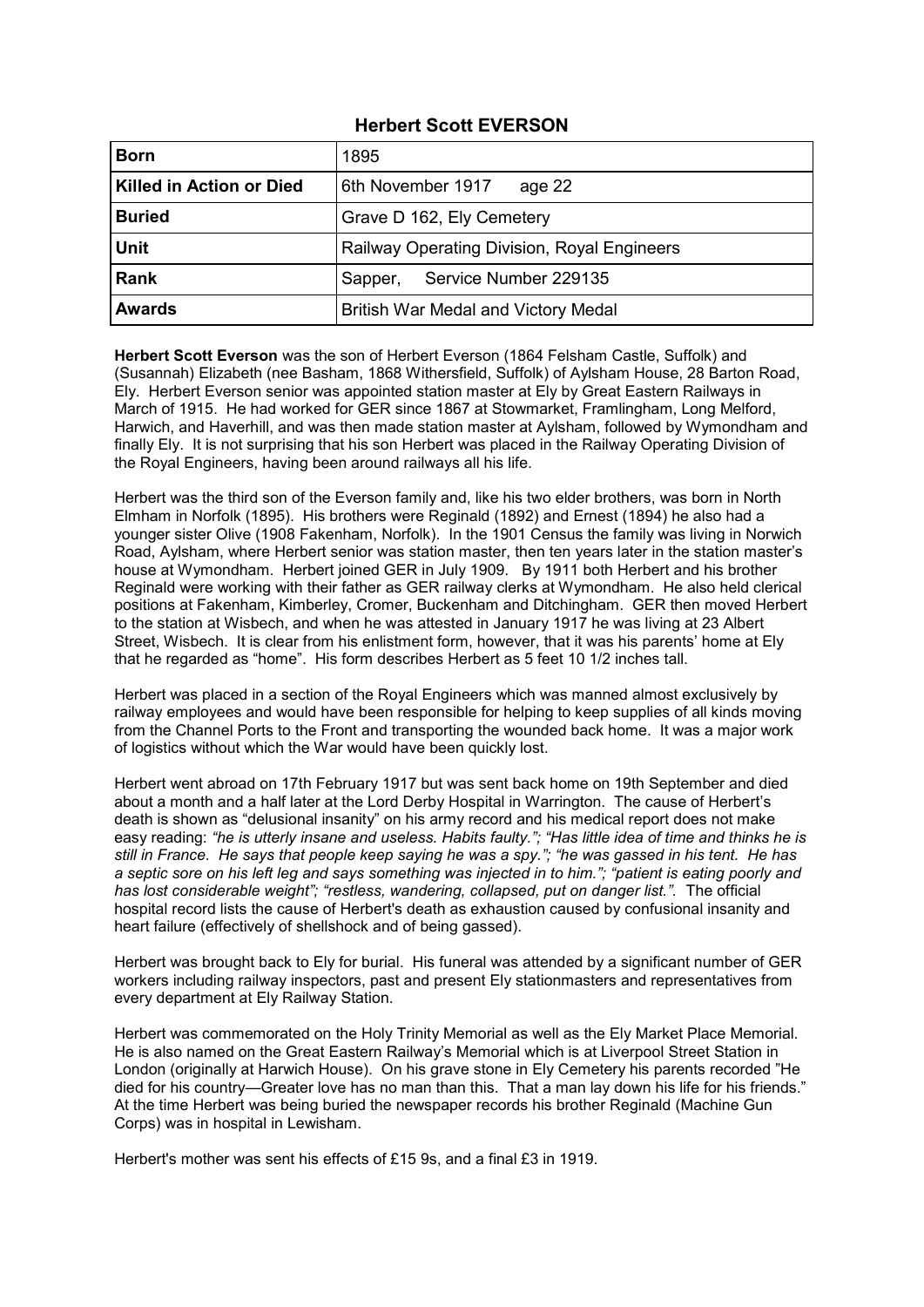## Herbert Scott EVERSON

| | |
|---|---|
| **Born** | 1895 |
| **Killed in Action or Died** | 6th November 1917 age 22 |
| **Buried** | Grave D 162, Ely Cemetery |
| **Unit** | Railway Operating Division, Royal Engineers |
| **Rank** | Sapper, Service Number 229135 |
| **Awards** | British War Medal and Victory Medal |

**Herbert Scott Everson** was the son of Herbert Everson (1864 Felsham Castle, Suffolk) and (Susannah) Elizabeth (nee Basham, 1868 Withersfield, Suffolk) of Aylsham House, 28 Barton Road, Ely. Herbert Everson senior was appointed station master at Ely by Great Eastern Railways in March of 1915. He had worked for GER since 1867 at Stowmarket, Framlingham, Long Melford, Harwich, and Haverhill, and was then made station master at Aylsham, followed by Wymondham and finally Ely. It is not surprising that his son Herbert was placed in the Railway Operating Division of the Royal Engineers, having been around railways all his life.

Herbert was the third son of the Everson family and, like his two elder brothers, was born in North Elmham in Norfolk (1895). His brothers were Reginald (1892) and Ernest (1894) he also had a younger sister Olive (1908 Fakenham, Norfolk). In the 1901 Census the family was living in Norwich Road, Aylsham, where Herbert senior was station master, then ten years later in the station master's house at Wymondham. Herbert joined GER in July 1909. By 1911 both Herbert and his brother Reginald were working with their father as GER railway clerks at Wymondham. He also held clerical positions at Fakenham, Kimberley, Cromer, Buckenham and Ditchingham. GER then moved Herbert to the station at Wisbech, and when he was attested in January 1917 he was living at 23 Albert Street, Wisbech. It is clear from his enlistment form, however, that it was his parents' home at Ely that he regarded as "home". His form describes Herbert as 5 feet 10 1/2 inches tall.

Herbert was placed in a section of the Royal Engineers which was manned almost exclusively by railway employees and would have been responsible for helping to keep supplies of all kinds moving from the Channel Ports to the Front and transporting the wounded back home. It was a major work of logistics without which the War would have been quickly lost.

Herbert went abroad on 17th February 1917 but was sent back home on 19th September and died about a month and a half later at the Lord Derby Hospital in Warrington. The cause of Herbert's death is shown as "delusional insanity" on his army record and his medical report does not make easy reading: *"he is utterly insane and useless. Habits faulty."; "Has little idea of time and thinks he is still in France. He says that people keep saying he was a spy."; "he was gassed in his tent. He has a septic sore on his left leg and says something was injected in to him."; "patient is eating poorly and has lost considerable weight"; "restless, wandering, collapsed, put on danger list.".* The official hospital record lists the cause of Herbert's death as exhaustion caused by confusional insanity and heart failure (effectively of shellshock and of being gassed).

Herbert was brought back to Ely for burial. His funeral was attended by a significant number of GER workers including railway inspectors, past and present Ely stationmasters and representatives from every department at Ely Railway Station.

Herbert was commemorated on the Holy Trinity Memorial as well as the Ely Market Place Memorial. He is also named on the Great Eastern Railway's Memorial which is at Liverpool Street Station in London (originally at Harwich House). On his grave stone in Ely Cemetery his parents recorded "He died for his country—Greater love has no man than this. That a man lay down his life for his friends." At the time Herbert was being buried the newspaper records his brother Reginald (Machine Gun Corps) was in hospital in Lewisham.

Herbert's mother was sent his effects of £15 9s, and a final £3 in 1919.